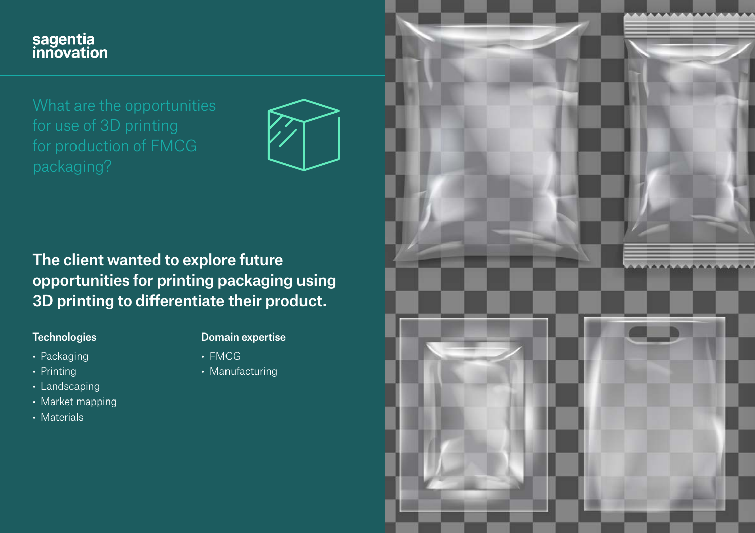sagentia innovation

# What are the opportunities for use of 3D printing for production of FMCG packaging?

**The client wanted to explore future opportunities for printing packaging using 3D printing to differentiate their product.**

### Technologies

- Packaging
- Printing
- Landscaping
- Market mapping
- Materials

### Domain expertise

- FMCG
- Manufacturing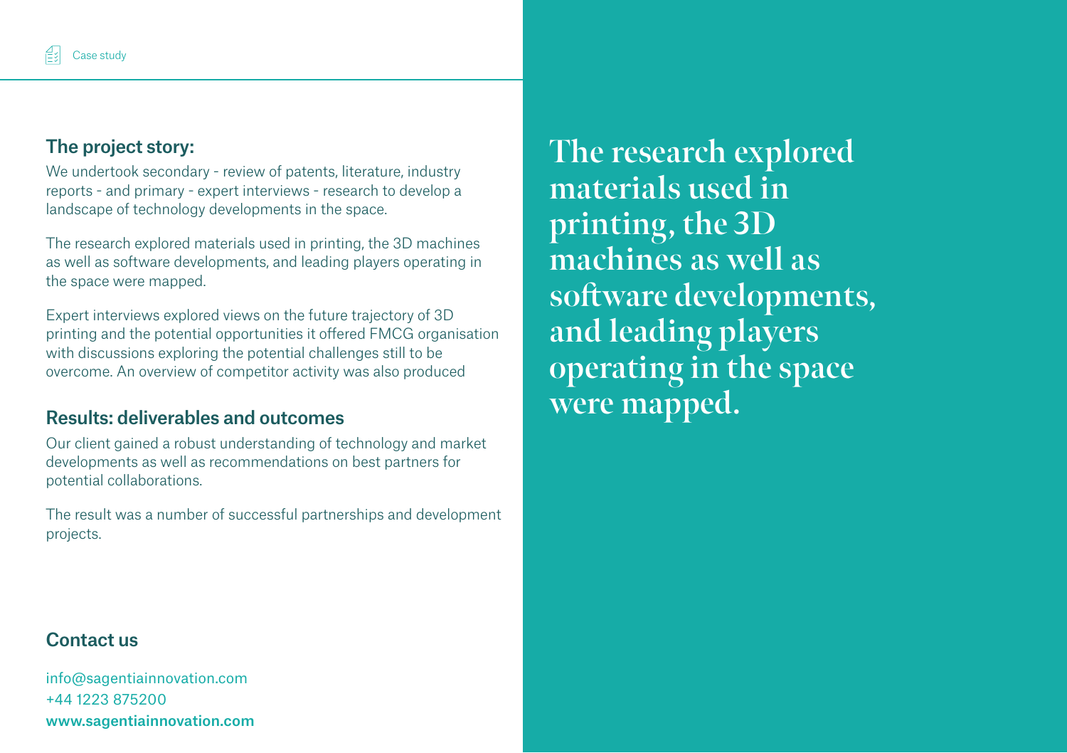## The project story:

We undertook secondary - review of patents, literature, industry reports - and primary - expert interviews - research to develop a landscape of technology developments in the space.

The research explored materials used in printing, the 3D machines as well as software developments, and leading players operating in the space were mapped.

Expert interviews explored views on the future trajectory of 3D printing and the potential opportunities it offered FMCG organisation with discussions exploring the potential challenges still to be overcome. An overview of competitor activity was also produced

## Results: deliverables and outcomes

Our client gained a robust understanding of technology and market developments as well as recommendations on best partners for potential collaborations.

The result was a number of successful partnerships and development projects.

## Contact us

info@sagentiainnovation.com
+44 1223 875200
**www.sagentiainnovation.com**

**The research explored materials used in printing, the 3D machines as well as software developments, and leading players operating in the space were mapped.**